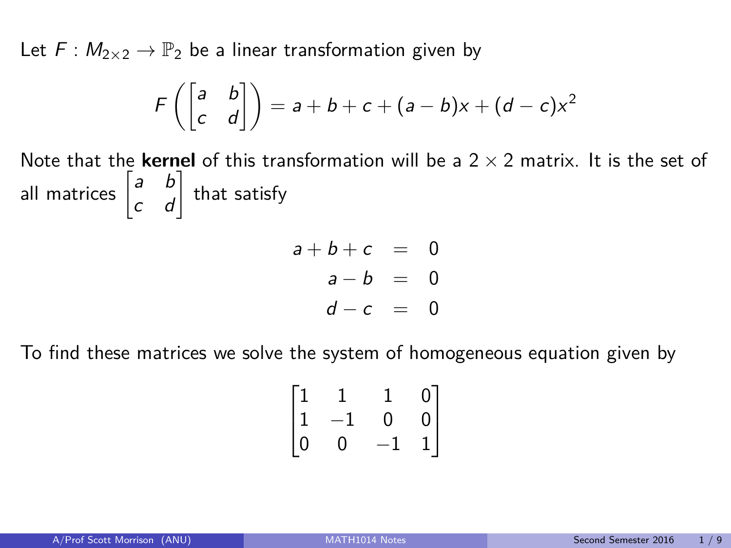Let $F : M_{2\times 2} \to \mathbb{P}_2$ be a linear transformation given by

$$F\left(\begin{bmatrix} a & b \\ c & d \end{bmatrix}\right) = a + b + c + (a-b)x + (d-c)x^2$$

Note that the **kernel** of this transformation will be a $2 \times 2$ matrix. It is the set of all matrices $\begin{bmatrix} a & b \\ c & d \end{bmatrix}$ that satisfy

$$\begin{aligned} a + b + c &= 0 \\ a - b &= 0 \\ d - c &= 0 \end{aligned}$$

To find these matrices we solve the system of homogeneous equation given by

$$\begin{bmatrix} 1 & 1 & 1 & 0 \\ 1 & -1 & 0 & 0 \\ 0 & 0 & -1 & 1 \end{bmatrix}$$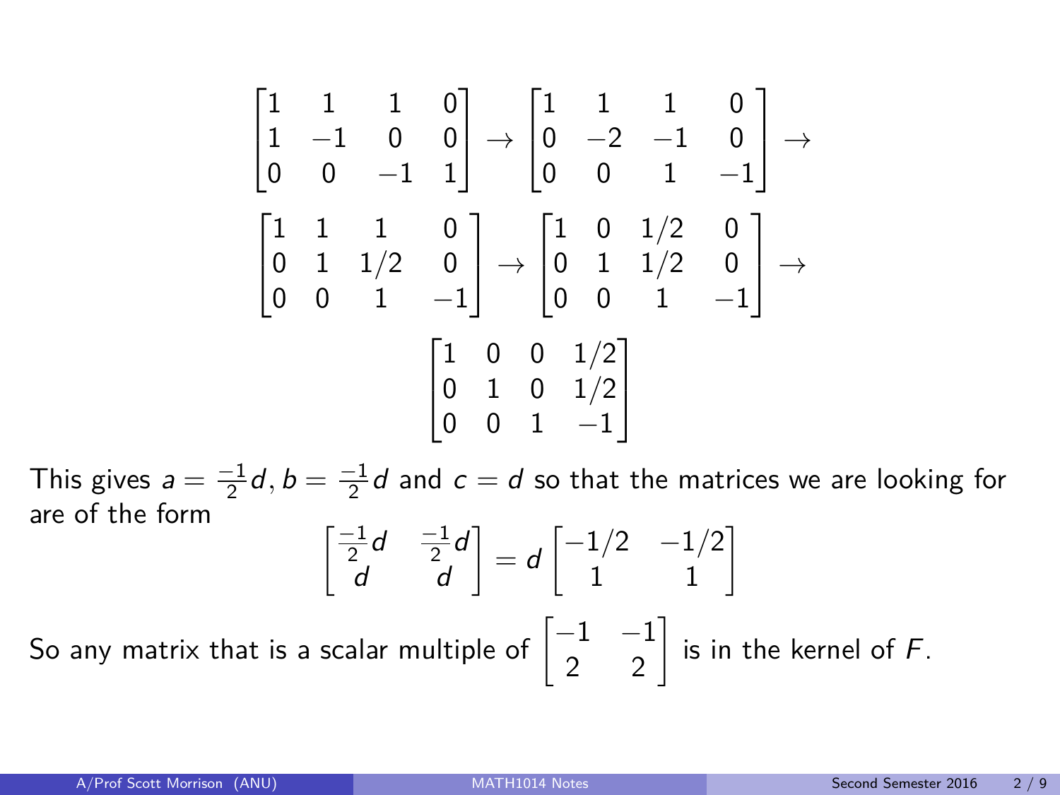$$\begin{bmatrix} 1 & 1 & 1 & 0 \\ 1 & -1 & 0 & 0 \\ 0 & 0 & -1 & 1 \end{bmatrix} \to \begin{bmatrix} 1 & 1 & 1 & 0 \\ 0 & -2 & -1 & 0 \\ 0 & 0 & 1 & -1 \end{bmatrix} \to$$

$$\begin{bmatrix} 1 & 1 & 1 & 0 \\ 0 & 1 & 1/2 & 0 \\ 0 & 0 & 1 & -1 \end{bmatrix} \to \begin{bmatrix} 1 & 0 & 1/2 & 0 \\ 0 & 1 & 1/2 & 0 \\ 0 & 0 & 1 & -1 \end{bmatrix} \to$$

$$\begin{bmatrix} 1 & 0 & 0 & 1/2 \\ 0 & 1 & 0 & 1/2 \\ 0 & 0 & 1 & -1 \end{bmatrix}$$

This gives $a = \frac{-1}{2}d, b = \frac{-1}{2}d$ and $c = d$ so that the matrices we are looking for are of the form

$$\begin{bmatrix} \frac{-1}{2}d & \frac{-1}{2}d \\ d & d \end{bmatrix} = d \begin{bmatrix} -1/2 & -1/2 \\ 1 & 1 \end{bmatrix}$$

So any matrix that is a scalar multiple of $\begin{bmatrix} -1 & -1 \\ 2 & 2 \end{bmatrix}$ is in the kernel of $F$.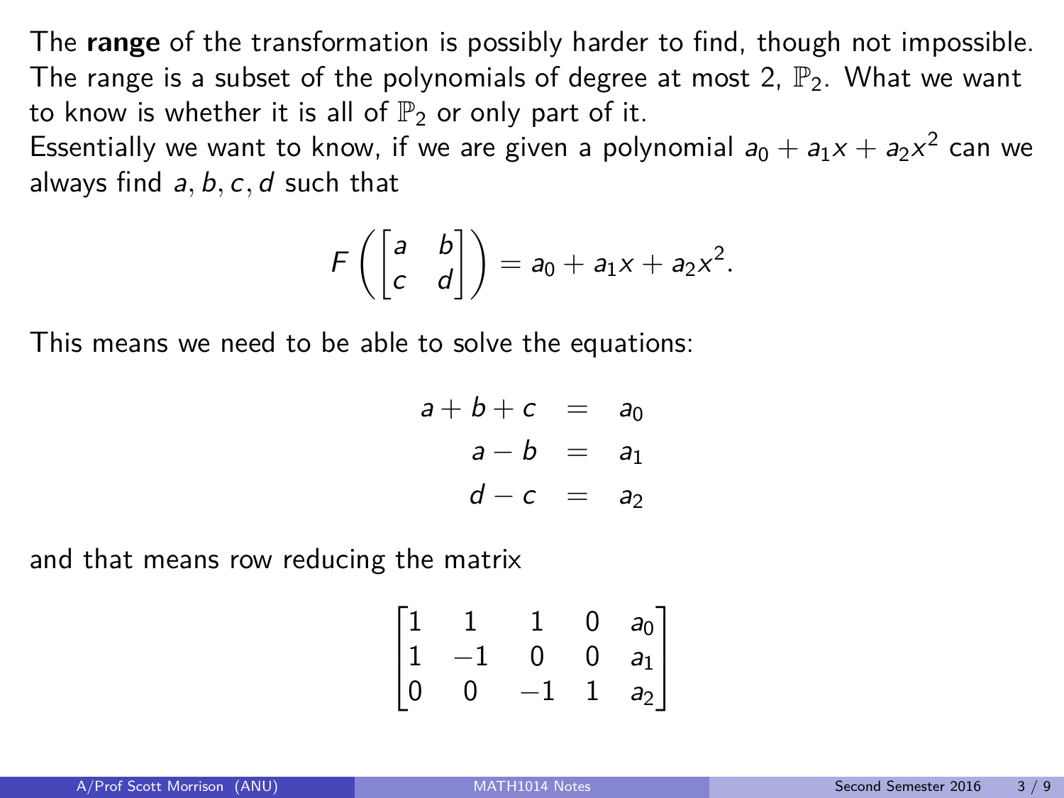The **range** of the transformation is possibly harder to find, though not impossible. The range is a subset of the polynomials of degree at most 2, $\mathbb{P}_2$. What we want to know is whether it is all of $\mathbb{P}_2$ or only part of it.

Essentially we want to know, if we are given a polynomial $a_0 + a_1 x + a_2 x^2$ can we always find $a, b, c, d$ such that

$$F\left(\begin{bmatrix} a & b \\ c & d \end{bmatrix}\right) = a_0 + a_1 x + a_2 x^2.$$

This means we need to be able to solve the equations:

$$\begin{aligned} a + b + c &= a_0 \\ a - b &= a_1 \\ d - c &= a_2 \end{aligned}$$

and that means row reducing the matrix

$$\begin{bmatrix} 1 & 1 & 1 & 0 & a_0 \\ 1 & -1 & 0 & 0 & a_1 \\ 0 & 0 & -1 & 1 & a_2 \end{bmatrix}$$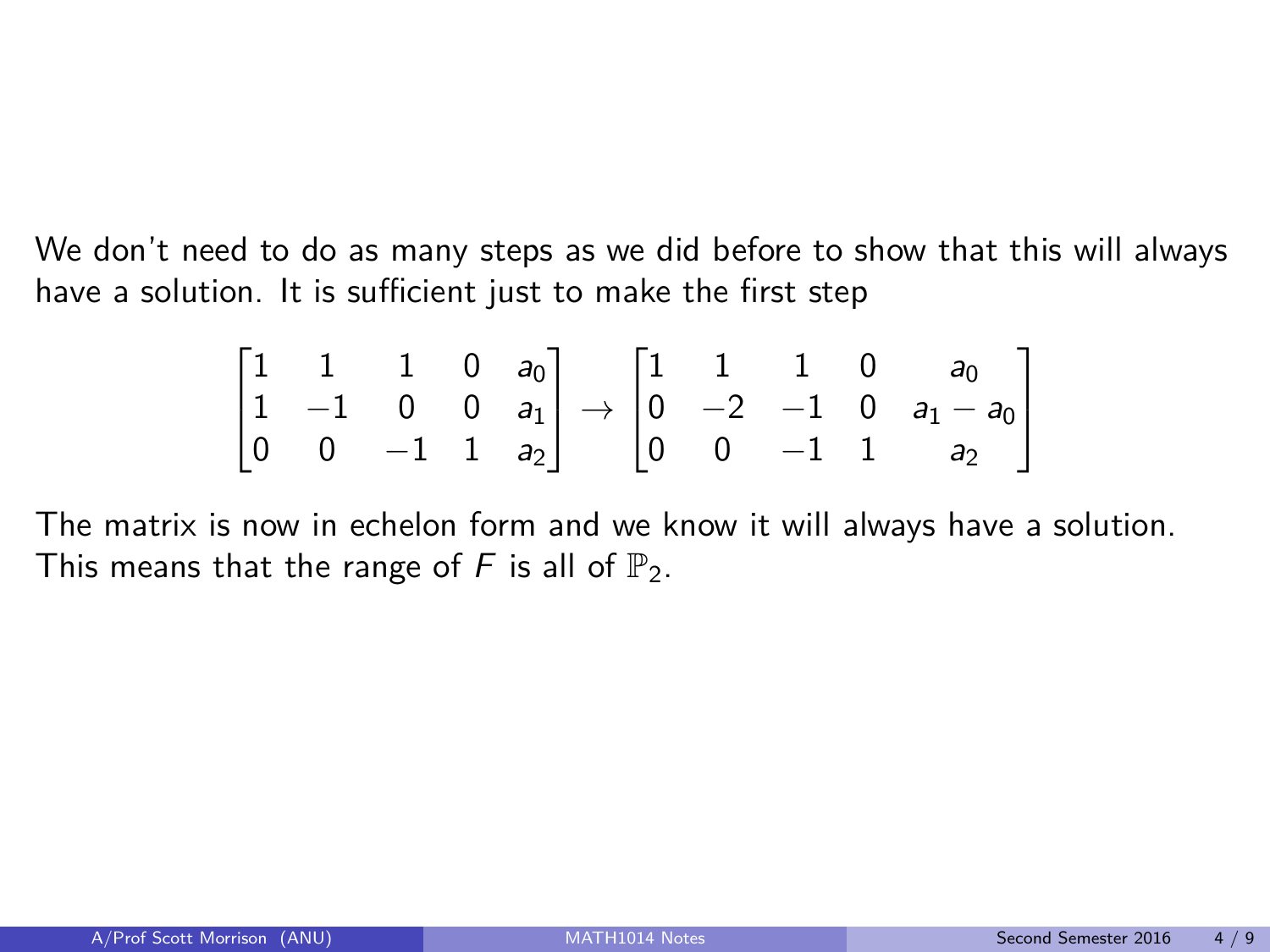We don't need to do as many steps as we did before to show that this will always have a solution. It is sufficient just to make the first step

$$\begin{bmatrix} 1 & 1 & 1 & 0 & a_0 \\ 1 & -1 & 0 & 0 & a_1 \\ 0 & 0 & -1 & 1 & a_2 \end{bmatrix} \to \begin{bmatrix} 1 & 1 & 1 & 0 & a_0 \\ 0 & -2 & -1 & 0 & a_1 - a_0 \\ 0 & 0 & -1 & 1 & a_2 \end{bmatrix}$$

The matrix is now in echelon form and we know it will always have a solution. This means that the range of $F$ is all of $\mathbb{P}_2$.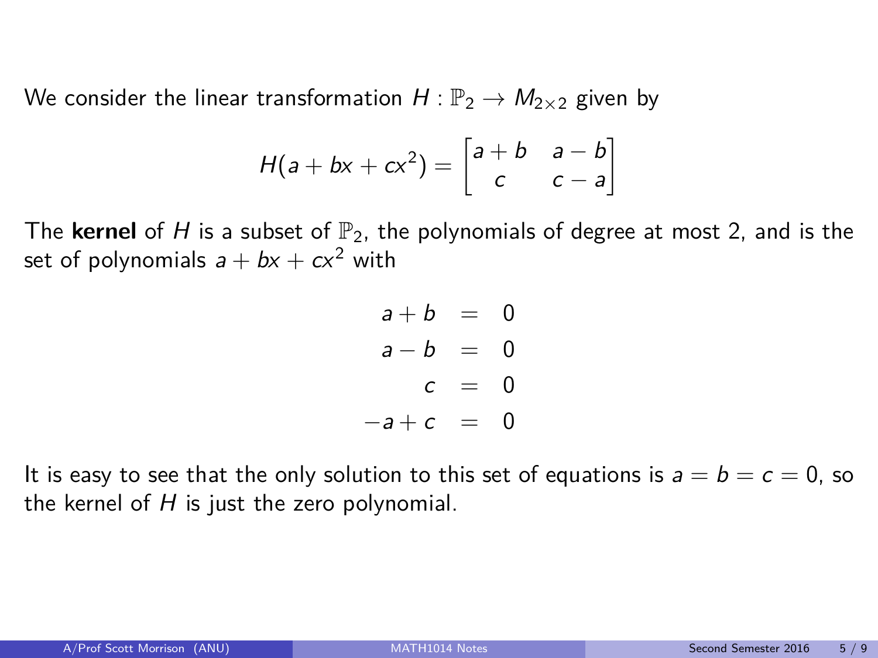We consider the linear transformation $H : \mathbb{P}_2 \to M_{2\times 2}$ given by

$$H(a + bx + cx^2) = \begin{bmatrix} a+b & a-b \\ c & c-a \end{bmatrix}$$

The **kernel** of $H$ is a subset of $\mathbb{P}_2$, the polynomials of degree at most 2, and is the set of polynomials $a + bx + cx^2$ with

$$\begin{aligned} a+b &= 0 \\ a-b &= 0 \\ c &= 0 \\ -a+c &= 0 \end{aligned}$$

It is easy to see that the only solution to this set of equations is $a = b = c = 0$, so the kernel of $H$ is just the zero polynomial.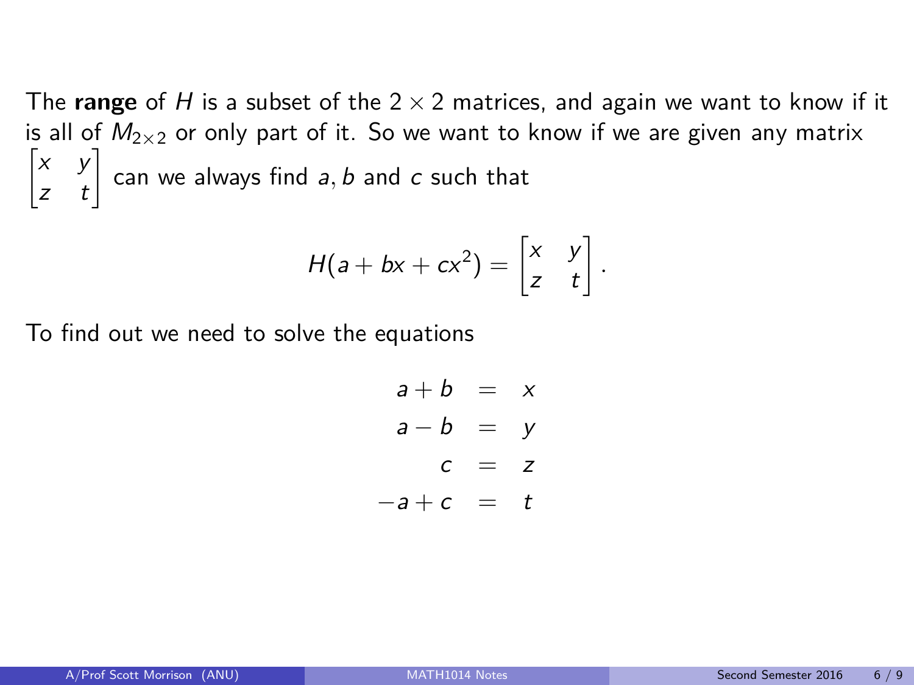The **range** of $H$ is a subset of the $2 \times 2$ matrices, and again we want to know if it is all of $M_{2\times 2}$ or only part of it. So we want to know if we are given any matrix $\begin{bmatrix} x & y \\ z & t \end{bmatrix}$ can we always find $a, b$ and $c$ such that

$$H(a + bx + cx^2) = \begin{bmatrix} x & y \\ z & t \end{bmatrix}.$$

To find out we need to solve the equations

$$\begin{aligned} a + b &= x \\ a - b &= y \\ c &= z \\ -a + c &= t \end{aligned}$$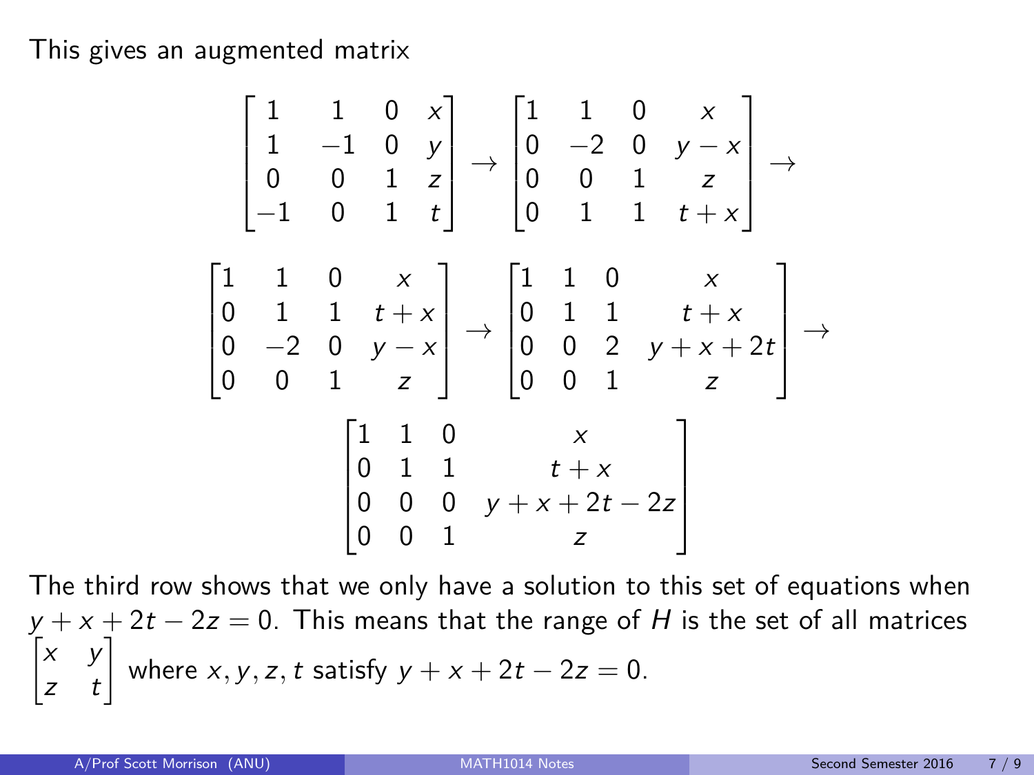This gives an augmented matrix

$$\begin{bmatrix} 1 & 1 & 0 & x \\ 1 & -1 & 0 & y \\ 0 & 0 & 1 & z \\ -1 & 0 & 1 & t \end{bmatrix} \to \begin{bmatrix} 1 & 1 & 0 & x \\ 0 & -2 & 0 & y-x \\ 0 & 0 & 1 & z \\ 0 & 1 & 1 & t+x \end{bmatrix} \to$$

$$\begin{bmatrix} 1 & 1 & 0 & x \\ 0 & 1 & 1 & t+x \\ 0 & -2 & 0 & y-x \\ 0 & 0 & 1 & z \end{bmatrix} \to \begin{bmatrix} 1 & 1 & 0 & x \\ 0 & 1 & 1 & t+x \\ 0 & 0 & 2 & y+x+2t \\ 0 & 0 & 1 & z \end{bmatrix} \to$$

$$\begin{bmatrix} 1 & 1 & 0 & x \\ 0 & 1 & 1 & t+x \\ 0 & 0 & 0 & y+x+2t-2z \\ 0 & 0 & 1 & z \end{bmatrix}$$

The third row shows that we only have a solution to this set of equations when $y + x + 2t - 2z = 0$. This means that the range of $H$ is the set of all matrices $\begin{bmatrix} x & y \\ z & t \end{bmatrix}$ where $x, y, z, t$ satisfy $y + x + 2t - 2z = 0$.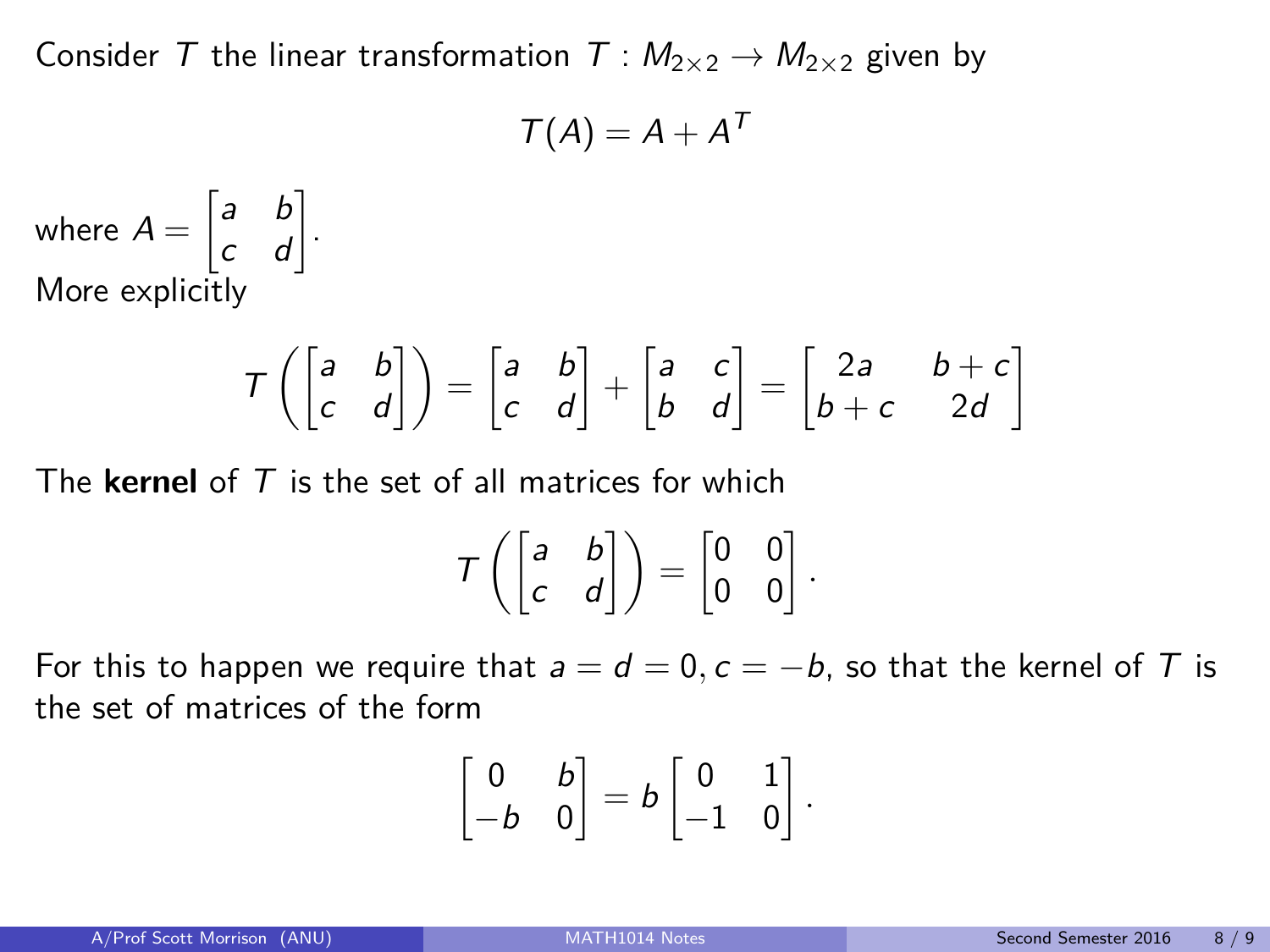Consider $T$ the linear transformation $T : M_{2\times 2} \to M_{2\times 2}$ given by

$$T(A) = A + A^T$$

where $A = \begin{bmatrix} a & b \\ c & d \end{bmatrix}$.

More explicitly

$$T\left(\begin{bmatrix} a & b \\ c & d \end{bmatrix}\right) = \begin{bmatrix} a & b \\ c & d \end{bmatrix} + \begin{bmatrix} a & c \\ b & d \end{bmatrix} = \begin{bmatrix} 2a & b+c \\ b+c & 2d \end{bmatrix}$$

The **kernel** of $T$ is the set of all matrices for which

$$T\left(\begin{bmatrix} a & b \\ c & d \end{bmatrix}\right) = \begin{bmatrix} 0 & 0 \\ 0 & 0 \end{bmatrix}.$$

For this to happen we require that $a = d = 0, c = -b$, so that the kernel of $T$ is the set of matrices of the form

$$\begin{bmatrix} 0 & b \\ -b & 0 \end{bmatrix} = b\begin{bmatrix} 0 & 1 \\ -1 & 0 \end{bmatrix}.$$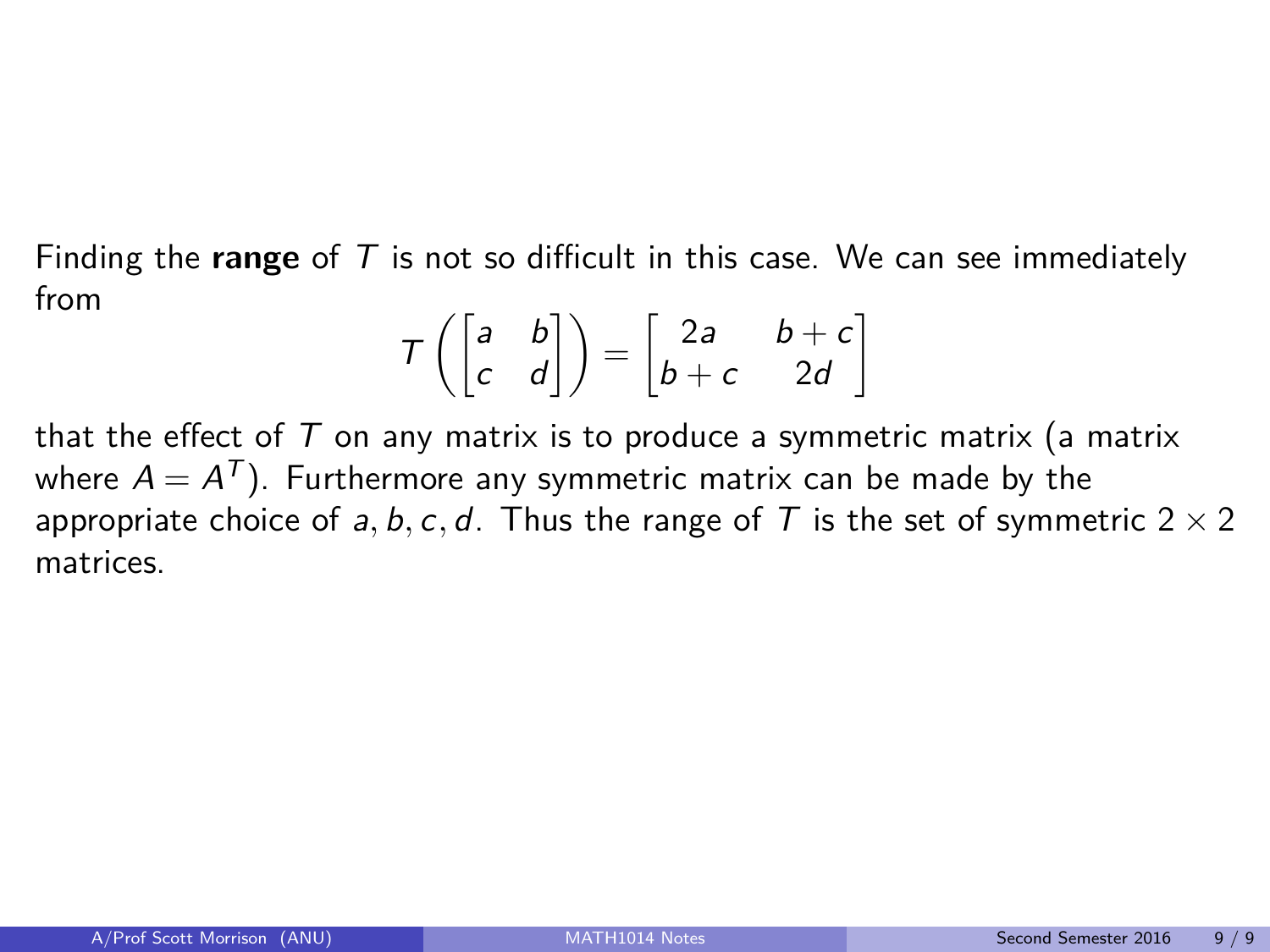Finding the **range** of $T$ is not so difficult in this case. We can see immediately from

$$T\left(\begin{bmatrix} a & b \\ c & d \end{bmatrix}\right) = \begin{bmatrix} 2a & b+c \\ b+c & 2d \end{bmatrix}$$

that the effect of $T$ on any matrix is to produce a symmetric matrix (a matrix where $A = A^T$). Furthermore any symmetric matrix can be made by the appropriate choice of $a, b, c, d$. Thus the range of $T$ is the set of symmetric $2 \times 2$ matrices.